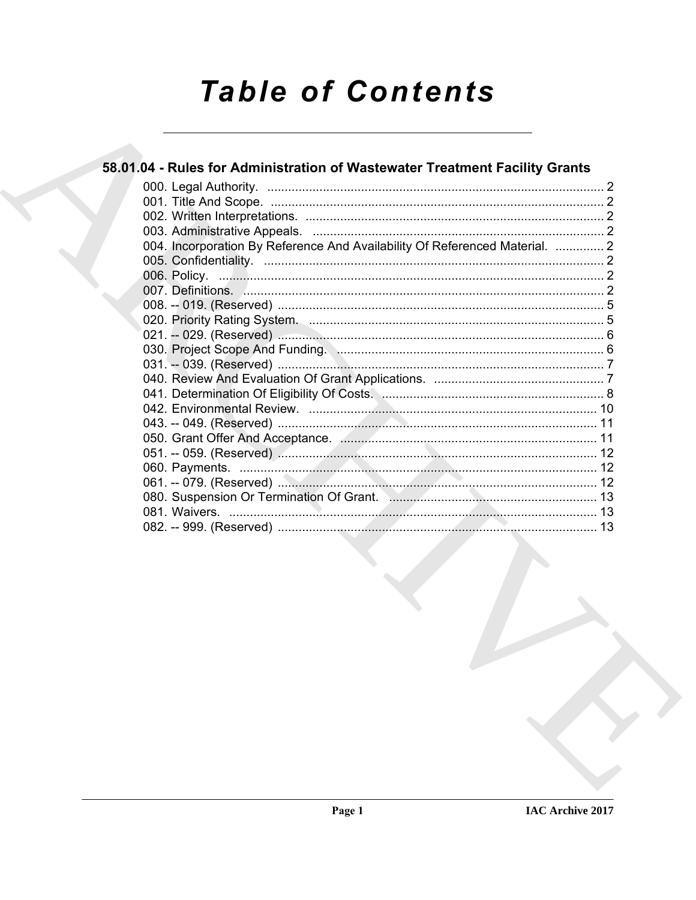# Table of Contents

## 58.01.04 - Rules for Administration of Wastewater Treatment Facility Grants

000. Legal Authority. .......... 2
001. Title And Scope. .......... 2
002. Written Interpretations. .......... 2
003. Administrative Appeals. .......... 2
004. Incorporation By Reference And Availability Of Referenced Material. .......... 2
005. Confidentiality. .......... 2
006. Policy. .......... 2
007. Definitions. .......... 2
008. -- 019. (Reserved) .......... 5
020. Priority Rating System. .......... 5
021. -- 029. (Reserved) .......... 6
030. Project Scope And Funding. .......... 6
031. -- 039. (Reserved) .......... 7
040. Review And Evaluation Of Grant Applications. .......... 7
041. Determination Of Eligibility Of Costs. .......... 8
042. Environmental Review. .......... 10
043. -- 049. (Reserved) .......... 11
050. Grant Offer And Acceptance. .......... 11
051. -- 059. (Reserved) .......... 12
060. Payments. .......... 12
061. -- 079. (Reserved) .......... 12
080. Suspension Or Termination Of Grant. .......... 13
081. Waivers. .......... 13
082. -- 999. (Reserved) .......... 13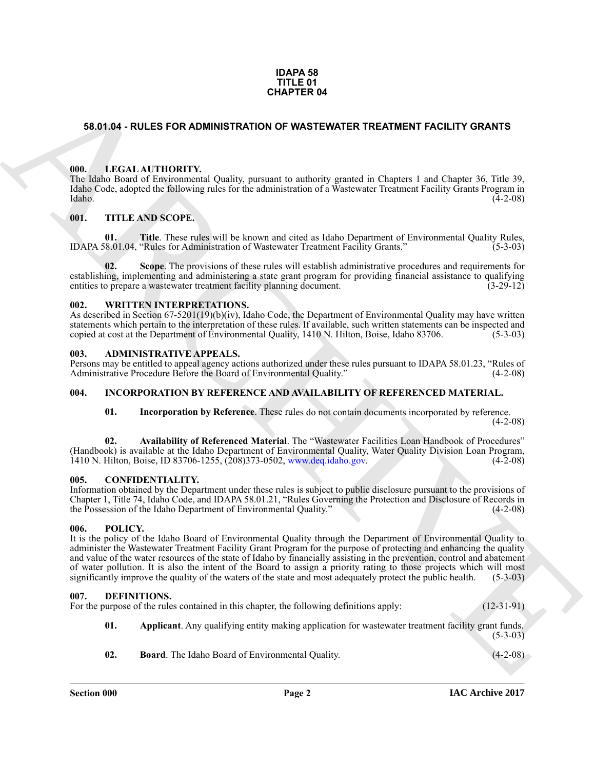**IDAPA 58**
**TITLE 01**
**CHAPTER 04**

## 58.01.04 - RULES FOR ADMINISTRATION OF WASTEWATER TREATMENT FACILITY GRANTS

### 000. LEGAL AUTHORITY.

The Idaho Board of Environmental Quality, pursuant to authority granted in Chapters 1 and Chapter 36, Title 39, Idaho Code, adopted the following rules for the administration of a Wastewater Treatment Facility Grants Program in Idaho. (4-2-08)

### 001. TITLE AND SCOPE.

**01. Title**. These rules will be known and cited as Idaho Department of Environmental Quality Rules, IDAPA 58.01.04, "Rules for Administration of Wastewater Treatment Facility Grants." (5-3-03)

**02. Scope**. The provisions of these rules will establish administrative procedures and requirements for establishing, implementing and administering a state grant program for providing financial assistance to qualifying entities to prepare a wastewater treatment facility planning document. (3-29-12)

### 002. WRITTEN INTERPRETATIONS.

As described in Section 67-5201(19)(b)(iv), Idaho Code, the Department of Environmental Quality may have written statements which pertain to the interpretation of these rules. If available, such written statements can be inspected and copied at cost at the Department of Environmental Quality, 1410 N. Hilton, Boise, Idaho 83706. (5-3-03)

### 003. ADMINISTRATIVE APPEALS.

Persons may be entitled to appeal agency actions authorized under these rules pursuant to IDAPA 58.01.23, "Rules of Administrative Procedure Before the Board of Environmental Quality." (4-2-08)

### 004. INCORPORATION BY REFERENCE AND AVAILABILITY OF REFERENCED MATERIAL.

**01. Incorporation by Reference**. These rules do not contain documents incorporated by reference. (4-2-08)

**02. Availability of Referenced Material**. The "Wastewater Facilities Loan Handbook of Procedures" (Handbook) is available at the Idaho Department of Environmental Quality, Water Quality Division Loan Program, 1410 N. Hilton, Boise, ID 83706-1255, (208)373-0502, www.deq.idaho.gov. (4-2-08)

### 005. CONFIDENTIALITY.

Information obtained by the Department under these rules is subject to public disclosure pursuant to the provisions of Chapter 1, Title 74, Idaho Code, and IDAPA 58.01.21, "Rules Governing the Protection and Disclosure of Records in the Possession of the Idaho Department of Environmental Quality." (4-2-08)

### 006. POLICY.

It is the policy of the Idaho Board of Environmental Quality through the Department of Environmental Quality to administer the Wastewater Treatment Facility Grant Program for the purpose of protecting and enhancing the quality and value of the water resources of the state of Idaho by financially assisting in the prevention, control and abatement of water pollution. It is also the intent of the Board to assign a priority rating to those projects which will most significantly improve the quality of the waters of the state and most adequately protect the public health. (5-3-03)

### 007. DEFINITIONS.

For the purpose of the rules contained in this chapter, the following definitions apply: (12-31-91)

**01. Applicant**. Any qualifying entity making application for wastewater treatment facility grant funds. (5-3-03)

**02. Board**. The Idaho Board of Environmental Quality. (4-2-08)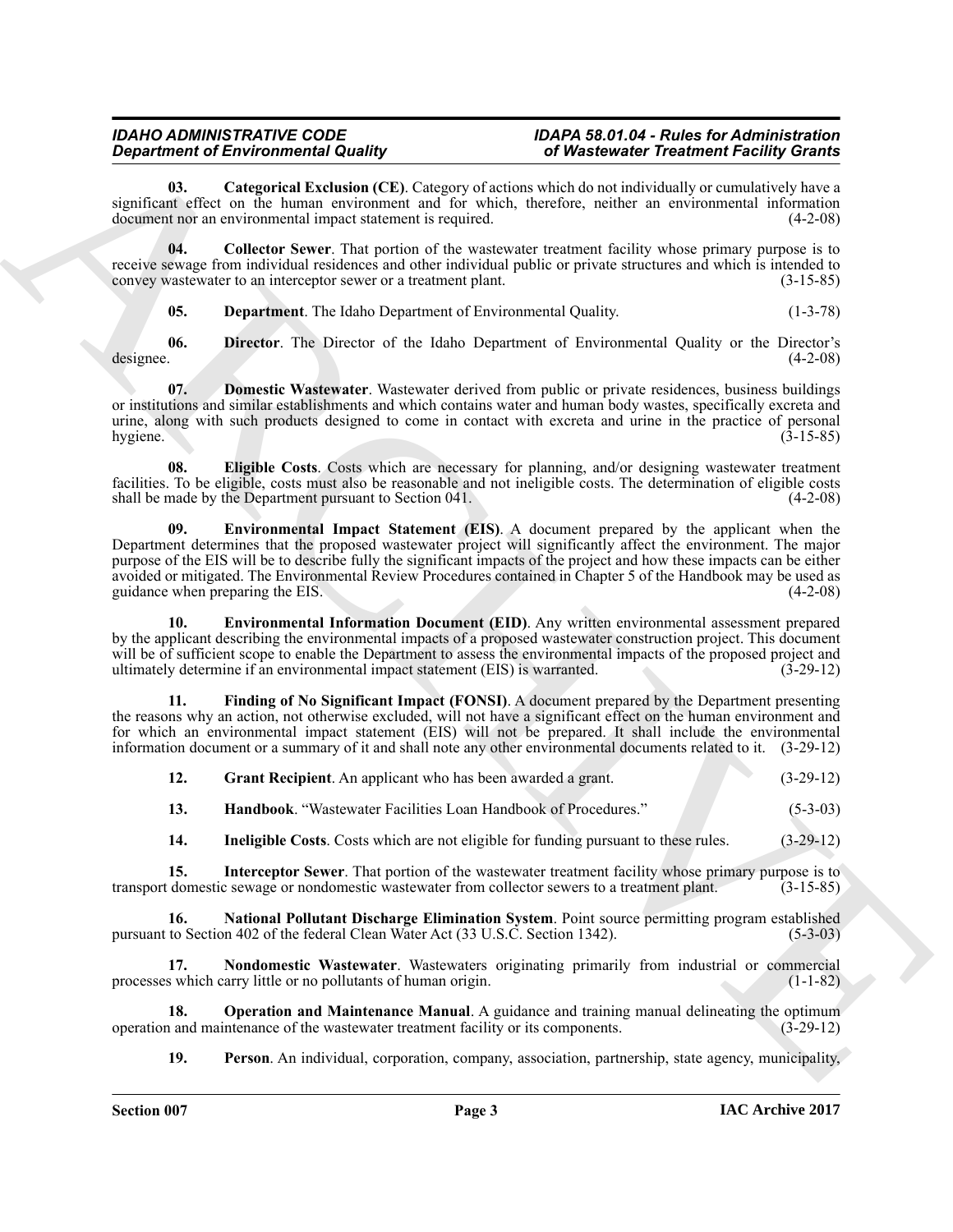**03. Categorical Exclusion (CE)**. Category of actions which do not individually or cumulatively have a significant effect on the human environment and for which, therefore, neither an environmental information document nor an environmental impact statement is required. (4-2-08)

**04. Collector Sewer**. That portion of the wastewater treatment facility whose primary purpose is to receive sewage from individual residences and other individual public or private structures and which is intended to convey wastewater to an interceptor sewer or a treatment plant. (3-15-85)

**05. Department**. The Idaho Department of Environmental Quality. (1-3-78)

**06. Director**. The Director of the Idaho Department of Environmental Quality or the Director's designee. (4-2-08)

**07. Domestic Wastewater**. Wastewater derived from public or private residences, business buildings or institutions and similar establishments and which contains water and human body wastes, specifically excreta and urine, along with such products designed to come in contact with excreta and urine in the practice of personal hygiene. (3-15-85)

**08. Eligible Costs**. Costs which are necessary for planning, and/or designing wastewater treatment facilities. To be eligible, costs must also be reasonable and not ineligible costs. The determination of eligible costs shall be made by the Department pursuant to Section 041. (4-2-08)

**09. Environmental Impact Statement (EIS)**. A document prepared by the applicant when the Department determines that the proposed wastewater project will significantly affect the environment. The major purpose of the EIS will be to describe fully the significant impacts of the project and how these impacts can be either avoided or mitigated. The Environmental Review Procedures contained in Chapter 5 of the Handbook may be used as guidance when preparing the EIS. (4-2-08)

**10. Environmental Information Document (EID)**. Any written environmental assessment prepared by the applicant describing the environmental impacts of a proposed wastewater construction project. This document will be of sufficient scope to enable the Department to assess the environmental impacts of the proposed project and ultimately determine if an environmental impact statement (EIS) is warranted. (3-29-12)

**11. Finding of No Significant Impact (FONSI)**. A document prepared by the Department presenting the reasons why an action, not otherwise excluded, will not have a significant effect on the human environment and for which an environmental impact statement (EIS) will not be prepared. It shall include the environmental information document or a summary of it and shall note any other environmental documents related to it. (3-29-12)

**12. Grant Recipient**. An applicant who has been awarded a grant. (3-29-12)

**13. Handbook**. "Wastewater Facilities Loan Handbook of Procedures." (5-3-03)

**14. Ineligible Costs**. Costs which are not eligible for funding pursuant to these rules. (3-29-12)

**15. Interceptor Sewer**. That portion of the wastewater treatment facility whose primary purpose is to transport domestic sewage or nondomestic wastewater from collector sewers to a treatment plant. (3-15-85)

**16. National Pollutant Discharge Elimination System**. Point source permitting program established pursuant to Section 402 of the federal Clean Water Act (33 U.S.C. Section 1342). (5-3-03)

**17. Nondomestic Wastewater**. Wastewaters originating primarily from industrial or commercial processes which carry little or no pollutants of human origin. (1-1-82)

**18. Operation and Maintenance Manual**. A guidance and training manual delineating the optimum operation and maintenance of the wastewater treatment facility or its components. (3-29-12)

**19. Person**. An individual, corporation, company, association, partnership, state agency, municipality,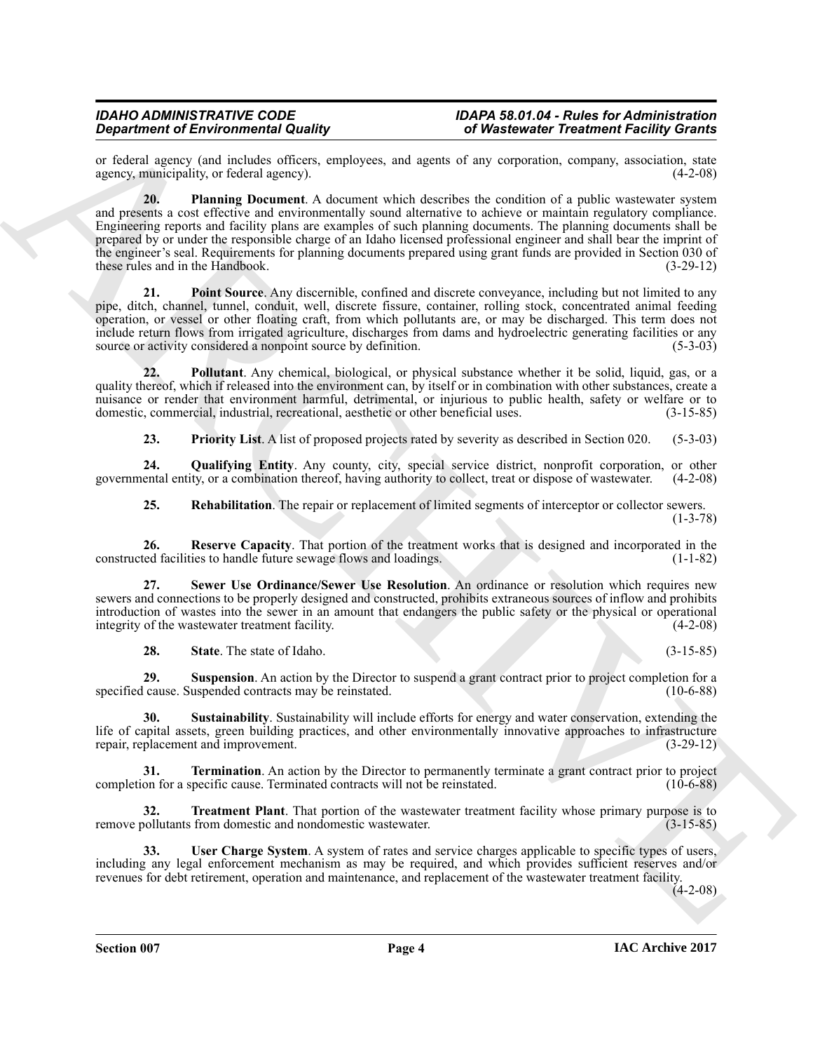or federal agency (and includes officers, employees, and agents of any corporation, company, association, state agency, municipality, or federal agency). (4-2-08)

**20. Planning Document**. A document which describes the condition of a public wastewater system and presents a cost effective and environmentally sound alternative to achieve or maintain regulatory compliance. Engineering reports and facility plans are examples of such planning documents. The planning documents shall be prepared by or under the responsible charge of an Idaho licensed professional engineer and shall bear the imprint of the engineer's seal. Requirements for planning documents prepared using grant funds are provided in Section 030 of these rules and in the Handbook. (3-29-12)

**21. Point Source**. Any discernible, confined and discrete conveyance, including but not limited to any pipe, ditch, channel, tunnel, conduit, well, discrete fissure, container, rolling stock, concentrated animal feeding operation, or vessel or other floating craft, from which pollutants are, or may be discharged. This term does not include return flows from irrigated agriculture, discharges from dams and hydroelectric generating facilities or any source or activity considered a nonpoint source by definition. (5-3-03)

**22. Pollutant**. Any chemical, biological, or physical substance whether it be solid, liquid, gas, or a quality thereof, which if released into the environment can, by itself or in combination with other substances, create a nuisance or render that environment harmful, detrimental, or injurious to public health, safety or welfare or to domestic, commercial, industrial, recreational, aesthetic or other beneficial uses. (3-15-85)

**23. Priority List**. A list of proposed projects rated by severity as described in Section 020. (5-3-03)

**24. Qualifying Entity**. Any county, city, special service district, nonprofit corporation, or other governmental entity, or a combination thereof, having authority to collect, treat or dispose of wastewater. (4-2-08)

**25. Rehabilitation**. The repair or replacement of limited segments of interceptor or collector sewers. (1-3-78)

**26. Reserve Capacity**. That portion of the treatment works that is designed and incorporated in the constructed facilities to handle future sewage flows and loadings. (1-1-82)

**27. Sewer Use Ordinance/Sewer Use Resolution**. An ordinance or resolution which requires new sewers and connections to be properly designed and constructed, prohibits extraneous sources of inflow and prohibits introduction of wastes into the sewer in an amount that endangers the public safety or the physical or operational integrity of the wastewater treatment facility. (4-2-08)

**28. State**. The state of Idaho. (3-15-85)

**29. Suspension**. An action by the Director to suspend a grant contract prior to project completion for a specified cause. Suspended contracts may be reinstated. (10-6-88)

**30. Sustainability**. Sustainability will include efforts for energy and water conservation, extending the life of capital assets, green building practices, and other environmentally innovative approaches to infrastructure repair, replacement and improvement. (3-29-12)

**31. Termination**. An action by the Director to permanently terminate a grant contract prior to project completion for a specific cause. Terminated contracts will not be reinstated. (10-6-88)

**32. Treatment Plant**. That portion of the wastewater treatment facility whose primary purpose is to remove pollutants from domestic and nondomestic wastewater. (3-15-85)

**33. User Charge System**. A system of rates and service charges applicable to specific types of users, including any legal enforcement mechanism as may be required, and which provides sufficient reserves and/or revenues for debt retirement, operation and maintenance, and replacement of the wastewater treatment facility. (4-2-08)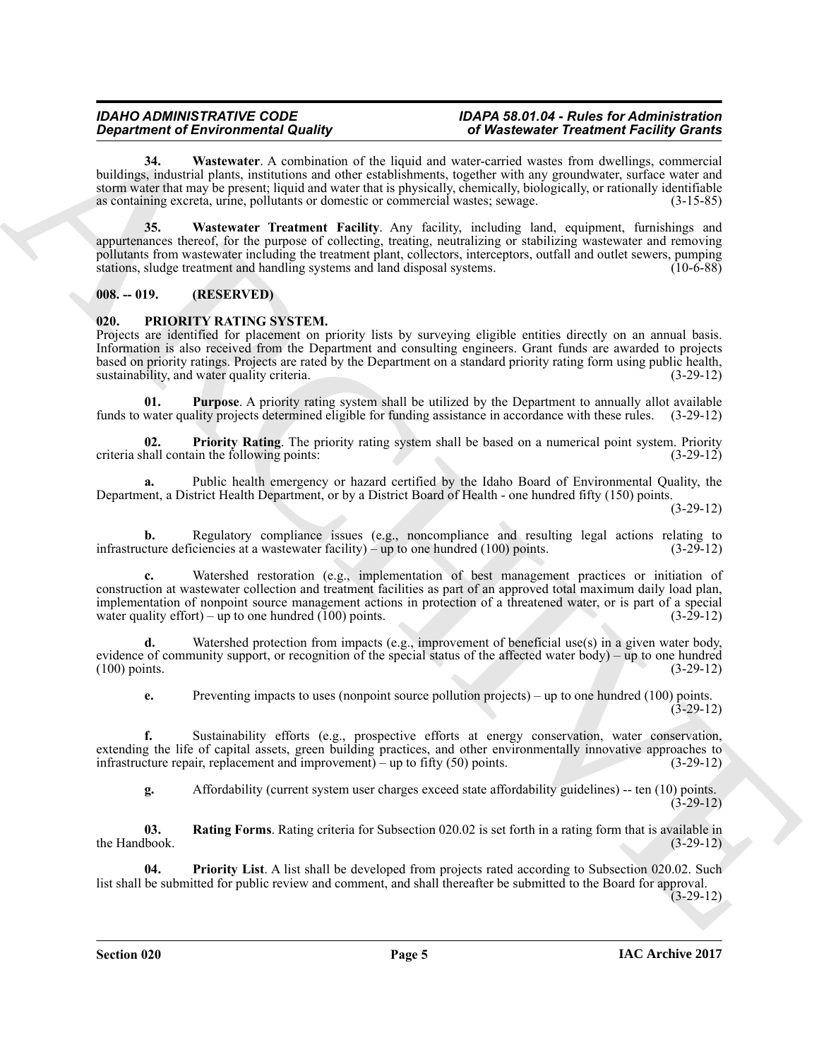**34. Wastewater**. A combination of the liquid and water-carried wastes from dwellings, commercial buildings, industrial plants, institutions and other establishments, together with any groundwater, surface water and storm water that may be present; liquid and water that is physically, chemically, biologically, or rationally identifiable as containing excreta, urine, pollutants or domestic or commercial wastes; sewage. (3-15-85)

**35. Wastewater Treatment Facility**. Any facility, including land, equipment, furnishings and appurtenances thereof, for the purpose of collecting, treating, neutralizing or stabilizing wastewater and removing pollutants from wastewater including the treatment plant, collectors, interceptors, outfall and outlet sewers, pumping stations, sludge treatment and handling systems and land disposal systems. (10-6-88)

## 008. -- 019. (RESERVED)

## 020. PRIORITY RATING SYSTEM.

Projects are identified for placement on priority lists by surveying eligible entities directly on an annual basis. Information is also received from the Department and consulting engineers. Grant funds are awarded to projects based on priority ratings. Projects are rated by the Department on a standard priority rating form using public health, sustainability, and water quality criteria. (3-29-12)

**01. Purpose**. A priority rating system shall be utilized by the Department to annually allot available funds to water quality projects determined eligible for funding assistance in accordance with these rules. (3-29-12)

**02. Priority Rating**. The priority rating system shall be based on a numerical point system. Priority criteria shall contain the following points: (3-29-12)

**a.** Public health emergency or hazard certified by the Idaho Board of Environmental Quality, the Department, a District Health Department, or by a District Board of Health - one hundred fifty (150) points. (3-29-12)

**b.** Regulatory compliance issues (e.g., noncompliance and resulting legal actions relating to infrastructure deficiencies at a wastewater facility) – up to one hundred (100) points. (3-29-12)

**c.** Watershed restoration (e.g., implementation of best management practices or initiation of construction at wastewater collection and treatment facilities as part of an approved total maximum daily load plan, implementation of nonpoint source management actions in protection of a threatened water, or is part of a special water quality effort) – up to one hundred (100) points. (3-29-12)

**d.** Watershed protection from impacts (e.g., improvement of beneficial use(s) in a given water body, evidence of community support, or recognition of the special status of the affected water body) – up to one hundred (100) points. (3-29-12)

**e.** Preventing impacts to uses (nonpoint source pollution projects) – up to one hundred (100) points. (3-29-12)

**f.** Sustainability efforts (e.g., prospective efforts at energy conservation, water conservation, extending the life of capital assets, green building practices, and other environmentally innovative approaches to infrastructure repair, replacement and improvement) – up to fifty (50) points. (3-29-12)

**g.** Affordability (current system user charges exceed state affordability guidelines) -- ten (10) points. (3-29-12)

**03. Rating Forms**. Rating criteria for Subsection 020.02 is set forth in a rating form that is available in the Handbook. (3-29-12)

**04. Priority List**. A list shall be developed from projects rated according to Subsection 020.02. Such list shall be submitted for public review and comment, and shall thereafter be submitted to the Board for approval. (3-29-12)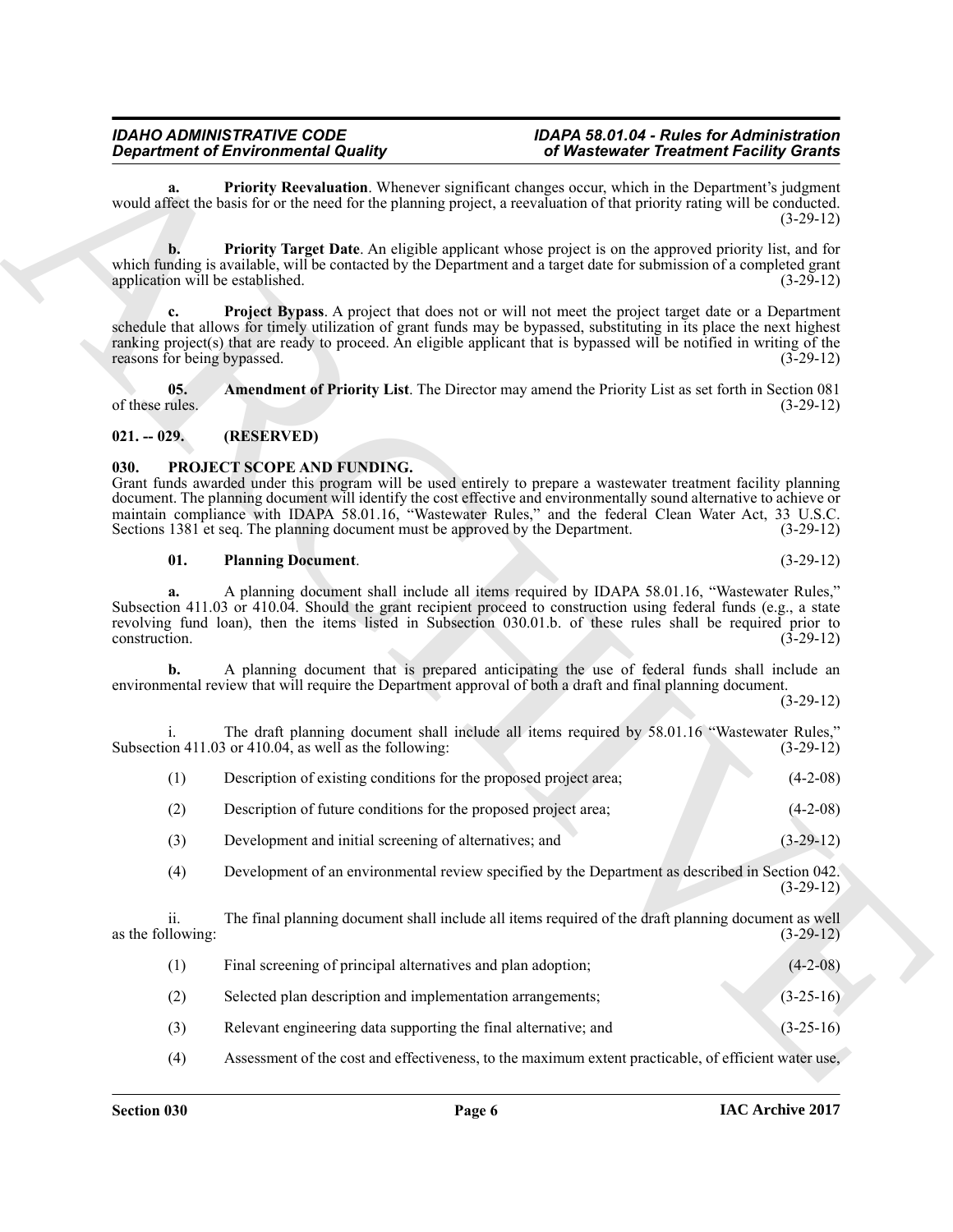**a. Priority Reevaluation**. Whenever significant changes occur, which in the Department's judgment would affect the basis for or the need for the planning project, a reevaluation of that priority rating will be conducted. (3-29-12)

**b. Priority Target Date**. An eligible applicant whose project is on the approved priority list, and for which funding is available, will be contacted by the Department and a target date for submission of a completed grant application will be established. (3-29-12)

**c. Project Bypass**. A project that does not or will not meet the project target date or a Department schedule that allows for timely utilization of grant funds may be bypassed, substituting in its place the next highest ranking project(s) that are ready to proceed. An eligible applicant that is bypassed will be notified in writing of the reasons for being bypassed. (3-29-12)

**05. Amendment of Priority List**. The Director may amend the Priority List as set forth in Section 081 of these rules. (3-29-12)

## 021. -- 029. (RESERVED)

## 030. PROJECT SCOPE AND FUNDING.

Grant funds awarded under this program will be used entirely to prepare a wastewater treatment facility planning document. The planning document will identify the cost effective and environmentally sound alternative to achieve or maintain compliance with IDAPA 58.01.16, "Wastewater Rules," and the federal Clean Water Act, 33 U.S.C. Sections 1381 et seq. The planning document must be approved by the Department. (3-29-12)

**01. Planning Document**. (3-29-12)

**a.** A planning document shall include all items required by IDAPA 58.01.16, "Wastewater Rules," Subsection 411.03 or 410.04. Should the grant recipient proceed to construction using federal funds (e.g., a state revolving fund loan), then the items listed in Subsection 030.01.b. of these rules shall be required prior to construction. (3-29-12)

**b.** A planning document that is prepared anticipating the use of federal funds shall include an environmental review that will require the Department approval of both a draft and final planning document. (3-29-12)

i. The draft planning document shall include all items required by 58.01.16 "Wastewater Rules," Subsection 411.03 or 410.04, as well as the following: (3-29-12)

(1) Description of existing conditions for the proposed project area; (4-2-08)

(2) Description of future conditions for the proposed project area; (4-2-08)

(3) Development and initial screening of alternatives; and (3-29-12)

(4) Development of an environmental review specified by the Department as described in Section 042. (3-29-12)

ii. The final planning document shall include all items required of the draft planning document as well as the following: (3-29-12)

(1) Final screening of principal alternatives and plan adoption; (4-2-08)

(2) Selected plan description and implementation arrangements; (3-25-16)

(3) Relevant engineering data supporting the final alternative; and (3-25-16)

(4) Assessment of the cost and effectiveness, to the maximum extent practicable, of efficient water use,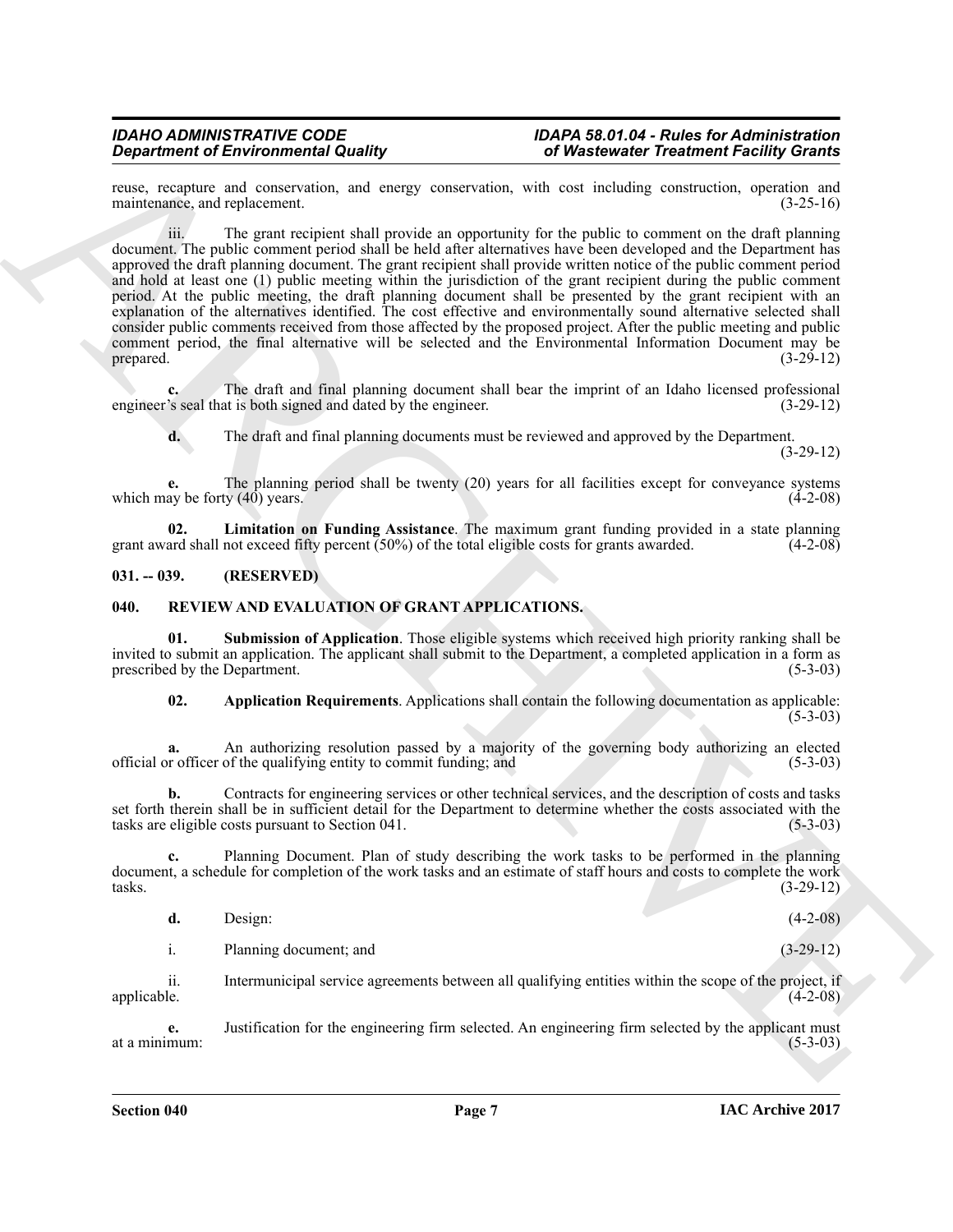reuse, recapture and conservation, and energy conservation, with cost including construction, operation and maintenance, and replacement. (3-25-16)

iii. The grant recipient shall provide an opportunity for the public to comment on the draft planning document. The public comment period shall be held after alternatives have been developed and the Department has approved the draft planning document. The grant recipient shall provide written notice of the public comment period and hold at least one (1) public meeting within the jurisdiction of the grant recipient during the public comment period. At the public meeting, the draft planning document shall be presented by the grant recipient with an explanation of the alternatives identified. The cost effective and environmentally sound alternative selected shall consider public comments received from those affected by the proposed project. After the public meeting and public comment period, the final alternative will be selected and the Environmental Information Document may be prepared. (3-29-12)

**c.** The draft and final planning document shall bear the imprint of an Idaho licensed professional engineer's seal that is both signed and dated by the engineer. (3-29-12)

**d.** The draft and final planning documents must be reviewed and approved by the Department. (3-29-12)

**e.** The planning period shall be twenty (20) years for all facilities except for conveyance systems which may be forty (40) years. (4-2-08)

**02. Limitation on Funding Assistance**. The maximum grant funding provided in a state planning grant award shall not exceed fifty percent (50%) of the total eligible costs for grants awarded. (4-2-08)

## 031. -- 039. (RESERVED)

## 040. REVIEW AND EVALUATION OF GRANT APPLICATIONS.

**01. Submission of Application**. Those eligible systems which received high priority ranking shall be invited to submit an application. The applicant shall submit to the Department, a completed application in a form as prescribed by the Department. (5-3-03)

**02. Application Requirements**. Applications shall contain the following documentation as applicable: (5-3-03)

**a.** An authorizing resolution passed by a majority of the governing body authorizing an elected official or officer of the qualifying entity to commit funding; and (5-3-03)

**b.** Contracts for engineering services or other technical services, and the description of costs and tasks set forth therein shall be in sufficient detail for the Department to determine whether the costs associated with the tasks are eligible costs pursuant to Section 041. (5-3-03)

**c.** Planning Document. Plan of study describing the work tasks to be performed in the planning document, a schedule for completion of the work tasks and an estimate of staff hours and costs to complete the work tasks. (3-29-12)

**d.** Design: (4-2-08)

i. Planning document; and (3-29-12)

ii. Intermunicipal service agreements between all qualifying entities within the scope of the project, if applicable. (4-2-08)

**e.** Justification for the engineering firm selected. An engineering firm selected by the applicant must at a minimum: (5-3-03)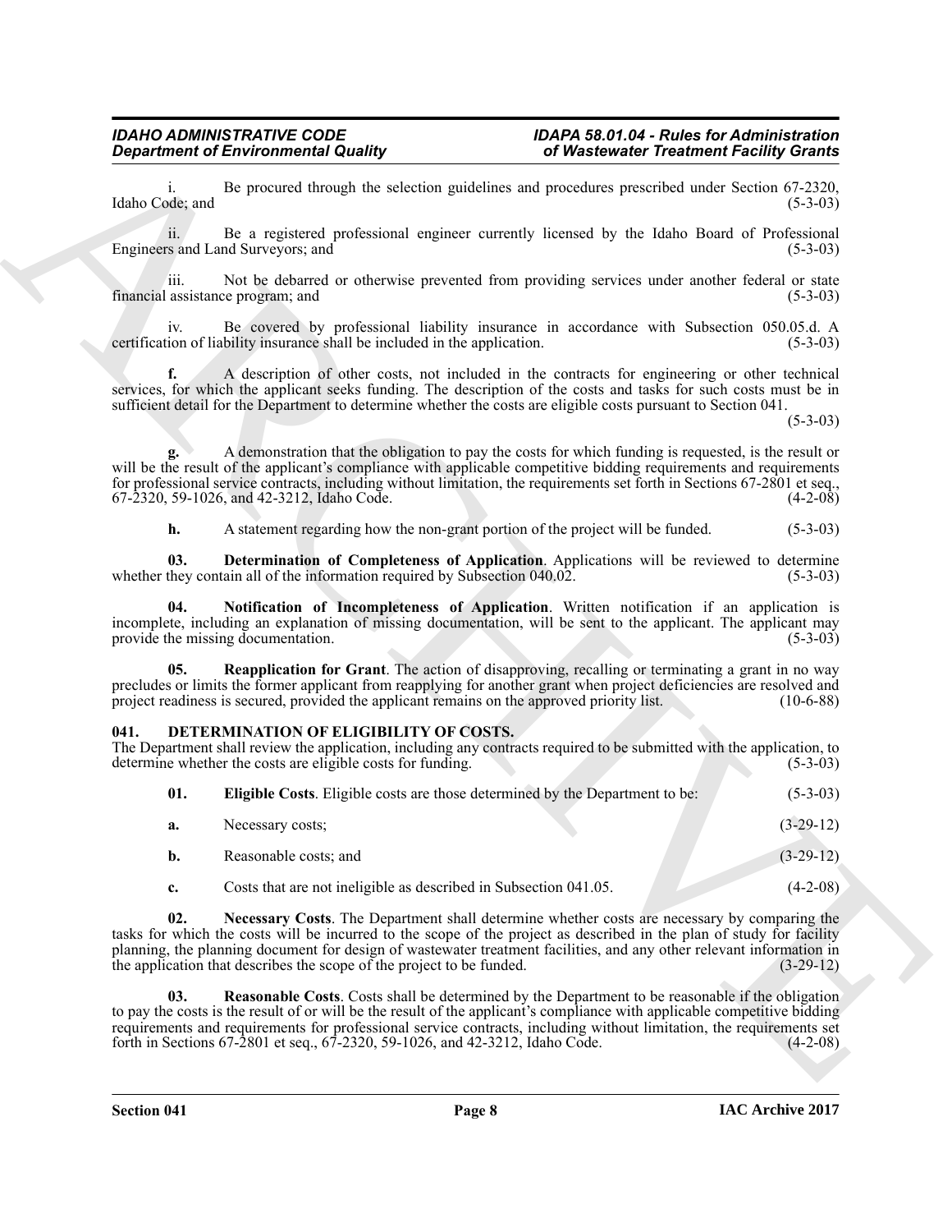i. Be procured through the selection guidelines and procedures prescribed under Section 67-2320, Idaho Code; and (5-3-03)

ii. Be a registered professional engineer currently licensed by the Idaho Board of Professional Engineers and Land Surveyors; and (5-3-03)

iii. Not be debarred or otherwise prevented from providing services under another federal or state financial assistance program; and (5-3-03)

iv. Be covered by professional liability insurance in accordance with Subsection 050.05.d. A certification of liability insurance shall be included in the application. (5-3-03)

**f.** A description of other costs, not included in the contracts for engineering or other technical services, for which the applicant seeks funding. The description of the costs and tasks for such costs must be in sufficient detail for the Department to determine whether the costs are eligible costs pursuant to Section 041. (5-3-03)

**g.** A demonstration that the obligation to pay the costs for which funding is requested, is the result or will be the result of the applicant's compliance with applicable competitive bidding requirements and requirements for professional service contracts, including without limitation, the requirements set forth in Sections 67-2801 et seq., 67-2320, 59-1026, and 42-3212, Idaho Code. (4-2-08)

**h.** A statement regarding how the non-grant portion of the project will be funded. (5-3-03)

**03. Determination of Completeness of Application**. Applications will be reviewed to determine whether they contain all of the information required by Subsection 040.02. (5-3-03)

**04. Notification of Incompleteness of Application**. Written notification if an application is incomplete, including an explanation of missing documentation, will be sent to the applicant. The applicant may provide the missing documentation. (5-3-03)

**05. Reapplication for Grant**. The action of disapproving, recalling or terminating a grant in no way precludes or limits the former applicant from reapplying for another grant when project deficiencies are resolved and project readiness is secured, provided the applicant remains on the approved priority list. (10-6-88)

## 041. DETERMINATION OF ELIGIBILITY OF COSTS.

The Department shall review the application, including any contracts required to be submitted with the application, to determine whether the costs are eligible costs for funding. (5-3-03)

**01. Eligible Costs**. Eligible costs are those determined by the Department to be: (5-3-03)

**a.** Necessary costs; (3-29-12)

**b.** Reasonable costs; and (3-29-12)

**c.** Costs that are not ineligible as described in Subsection 041.05. (4-2-08)

**02. Necessary Costs**. The Department shall determine whether costs are necessary by comparing the tasks for which the costs will be incurred to the scope of the project as described in the plan of study for facility planning, the planning document for design of wastewater treatment facilities, and any other relevant information in the application that describes the scope of the project to be funded. (3-29-12)

**03. Reasonable Costs**. Costs shall be determined by the Department to be reasonable if the obligation to pay the costs is the result of or will be the result of the applicant's compliance with applicable competitive bidding requirements and requirements for professional service contracts, including without limitation, the requirements set forth in Sections 67-2801 et seq., 67-2320, 59-1026, and 42-3212, Idaho Code. (4-2-08)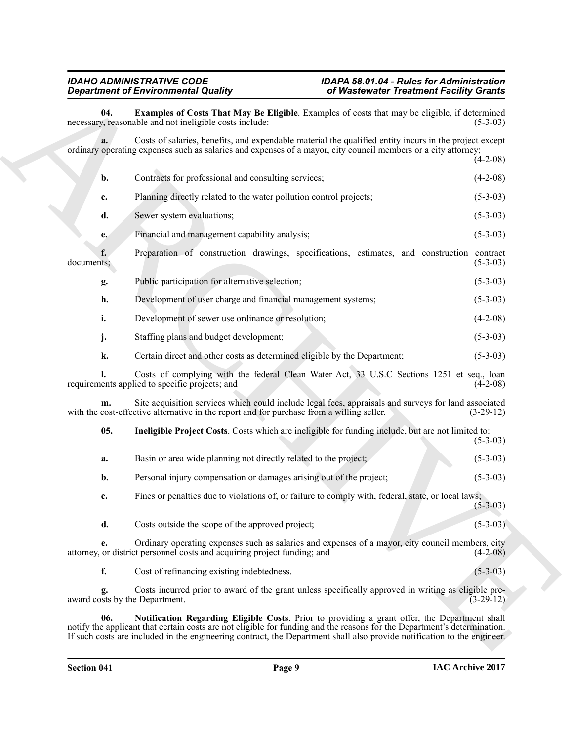**04. Examples of Costs That May Be Eligible**. Examples of costs that may be eligible, if determined necessary, reasonable and not ineligible costs include: (5-3-03)

**a.** Costs of salaries, benefits, and expendable material the qualified entity incurs in the project except ordinary operating expenses such as salaries and expenses of a mayor, city council members or a city attorney; (4-2-08)

**b.** Contracts for professional and consulting services; (4-2-08)

**c.** Planning directly related to the water pollution control projects; (5-3-03)

**d.** Sewer system evaluations; (5-3-03)

**e.** Financial and management capability analysis; (5-3-03)

**f.** Preparation of construction drawings, specifications, estimates, and construction contract documents; (5-3-03)

**g.** Public participation for alternative selection; (5-3-03)

**h.** Development of user charge and financial management systems; (5-3-03)

**i.** Development of sewer use ordinance or resolution; (4-2-08)

**j.** Staffing plans and budget development; (5-3-03)

**k.** Certain direct and other costs as determined eligible by the Department; (5-3-03)

**l.** Costs of complying with the federal Clean Water Act, 33 U.S.C Sections 1251 et seq., loan requirements applied to specific projects; and (4-2-08)

**m.** Site acquisition services which could include legal fees, appraisals and surveys for land associated with the cost-effective alternative in the report and for purchase from a willing seller. (3-29-12)

**05. Ineligible Project Costs**. Costs which are ineligible for funding include, but are not limited to: (5-3-03)

**a.** Basin or area wide planning not directly related to the project; (5-3-03)

**b.** Personal injury compensation or damages arising out of the project; (5-3-03)

**c.** Fines or penalties due to violations of, or failure to comply with, federal, state, or local laws; (5-3-03)

**d.** Costs outside the scope of the approved project; (5-3-03)

**e.** Ordinary operating expenses such as salaries and expenses of a mayor, city council members, city attorney, or district personnel costs and acquiring project funding; and (4-2-08)

**f.** Cost of refinancing existing indebtedness. (5-3-03)

**g.** Costs incurred prior to award of the grant unless specifically approved in writing as eligible pre-award costs by the Department. (3-29-12)

**06. Notification Regarding Eligible Costs**. Prior to providing a grant offer, the Department shall notify the applicant that certain costs are not eligible for funding and the reasons for the Department's determination. If such costs are included in the engineering contract, the Department shall also provide notification to the engineer.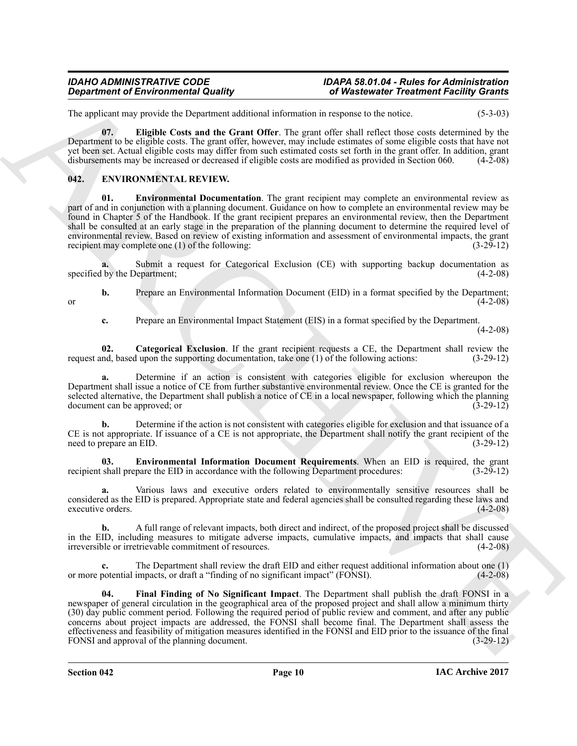The applicant may provide the Department additional information in response to the notice. (5-3-03)

**07. Eligible Costs and the Grant Offer**. The grant offer shall reflect those costs determined by the Department to be eligible costs. The grant offer, however, may include estimates of some eligible costs that have not yet been set. Actual eligible costs may differ from such estimated costs set forth in the grant offer. In addition, grant disbursements may be increased or decreased if eligible costs are modified as provided in Section 060. (4-2-08)

## 042. ENVIRONMENTAL REVIEW.

**01. Environmental Documentation**. The grant recipient may complete an environmental review as part of and in conjunction with a planning document. Guidance on how to complete an environmental review may be found in Chapter 5 of the Handbook. If the grant recipient prepares an environmental review, then the Department shall be consulted at an early stage in the preparation of the planning document to determine the required level of environmental review. Based on review of existing information and assessment of environmental impacts, the grant recipient may complete one (1) of the following: (3-29-12)

**a.** Submit a request for Categorical Exclusion (CE) with supporting backup documentation as specified by the Department; (4-2-08)

**b.** Prepare an Environmental Information Document (EID) in a format specified by the Department; or (4-2-08)

**c.** Prepare an Environmental Impact Statement (EIS) in a format specified by the Department. (4-2-08)

**02. Categorical Exclusion**. If the grant recipient requests a CE, the Department shall review the request and, based upon the supporting documentation, take one (1) of the following actions: (3-29-12)

**a.** Determine if an action is consistent with categories eligible for exclusion whereupon the Department shall issue a notice of CE from further substantive environmental review. Once the CE is granted for the selected alternative, the Department shall publish a notice of CE in a local newspaper, following which the planning document can be approved; or (3-29-12)

**b.** Determine if the action is not consistent with categories eligible for exclusion and that issuance of a CE is not appropriate. If issuance of a CE is not appropriate, the Department shall notify the grant recipient of the need to prepare an EID. (3-29-12)

**03. Environmental Information Document Requirements**. When an EID is required, the grant recipient shall prepare the EID in accordance with the following Department procedures: (3-29-12)

**a.** Various laws and executive orders related to environmentally sensitive resources shall be considered as the EID is prepared. Appropriate state and federal agencies shall be consulted regarding these laws and executive orders. (4-2-08)

**b.** A full range of relevant impacts, both direct and indirect, of the proposed project shall be discussed in the EID, including measures to mitigate adverse impacts, cumulative impacts, and impacts that shall cause irreversible or irretrievable commitment of resources. (4-2-08)

**c.** The Department shall review the draft EID and either request additional information about one (1) or more potential impacts, or draft a "finding of no significant impact" (FONSI). (4-2-08)

**04. Final Finding of No Significant Impact**. The Department shall publish the draft FONSI in a newspaper of general circulation in the geographical area of the proposed project and shall allow a minimum thirty (30) day public comment period. Following the required period of public review and comment, and after any public concerns about project impacts are addressed, the FONSI shall become final. The Department shall assess the effectiveness and feasibility of mitigation measures identified in the FONSI and EID prior to the issuance of the final FONSI and approval of the planning document. (3-29-12)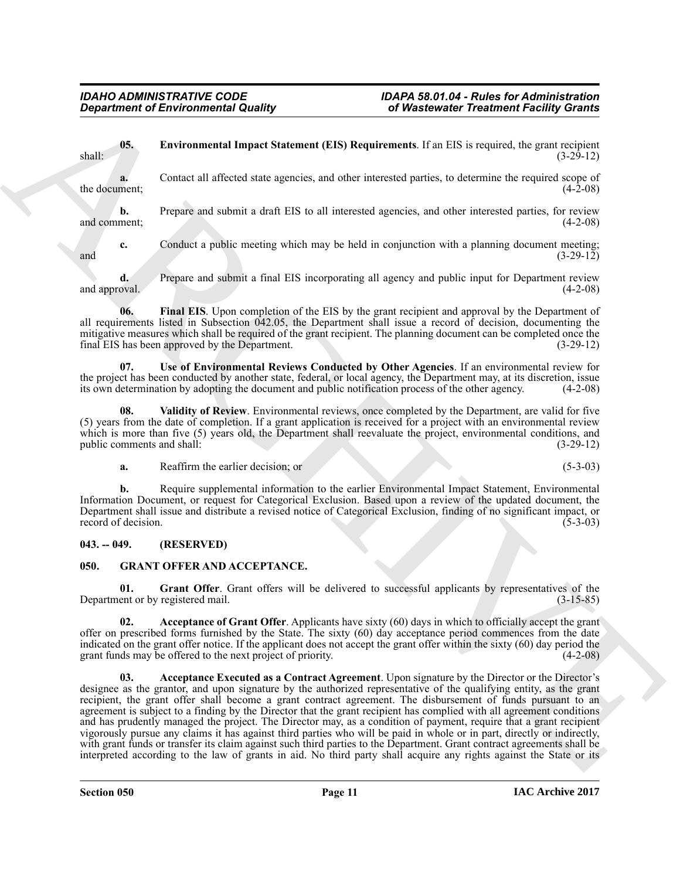**05. Environmental Impact Statement (EIS) Requirements**. If an EIS is required, the grant recipient shall: (3-29-12)

**a.** Contact all affected state agencies, and other interested parties, to determine the required scope of the document; (4-2-08)

**b.** Prepare and submit a draft EIS to all interested agencies, and other interested parties, for review and comment; (4-2-08)

**c.** Conduct a public meeting which may be held in conjunction with a planning document meeting; and (3-29-12)

**d.** Prepare and submit a final EIS incorporating all agency and public input for Department review and approval. (4-2-08)

**06. Final EIS**. Upon completion of the EIS by the grant recipient and approval by the Department of all requirements listed in Subsection 042.05, the Department shall issue a record of decision, documenting the mitigative measures which shall be required of the grant recipient. The planning document can be completed once the final EIS has been approved by the Department. (3-29-12)

**07. Use of Environmental Reviews Conducted by Other Agencies**. If an environmental review for the project has been conducted by another state, federal, or local agency, the Department may, at its discretion, issue its own determination by adopting the document and public notification process of the other agency. (4-2-08)

**08. Validity of Review**. Environmental reviews, once completed by the Department, are valid for five (5) years from the date of completion. If a grant application is received for a project with an environmental review which is more than five (5) years old, the Department shall reevaluate the project, environmental conditions, and public comments and shall: (3-29-12)

**a.** Reaffirm the earlier decision; or (5-3-03)

**b.** Require supplemental information to the earlier Environmental Impact Statement, Environmental Information Document, or request for Categorical Exclusion. Based upon a review of the updated document, the Department shall issue and distribute a revised notice of Categorical Exclusion, finding of no significant impact, or record of decision. (5-3-03)

## 043. -- 049. (RESERVED)

## 050. GRANT OFFER AND ACCEPTANCE.

**01. Grant Offer**. Grant offers will be delivered to successful applicants by representatives of the Department or by registered mail. (3-15-85)

**02. Acceptance of Grant Offer**. Applicants have sixty (60) days in which to officially accept the grant offer on prescribed forms furnished by the State. The sixty (60) day acceptance period commences from the date indicated on the grant offer notice. If the applicant does not accept the grant offer within the sixty (60) day period the grant funds may be offered to the next project of priority. (4-2-08)

**03. Acceptance Executed as a Contract Agreement**. Upon signature by the Director or the Director's designee as the grantor, and upon signature by the authorized representative of the qualifying entity, as the grant recipient, the grant offer shall become a grant contract agreement. The disbursement of funds pursuant to an agreement is subject to a finding by the Director that the grant recipient has complied with all agreement conditions and has prudently managed the project. The Director may, as a condition of payment, require that a grant recipient vigorously pursue any claims it has against third parties who will be paid in whole or in part, directly or indirectly, with grant funds or transfer its claim against such third parties to the Department. Grant contract agreements shall be interpreted according to the law of grants in aid. No third party shall acquire any rights against the State or its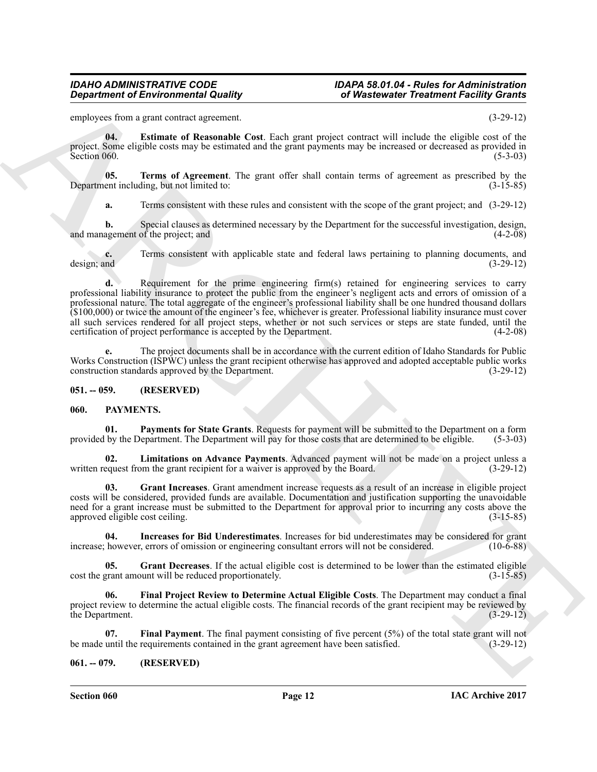employees from a grant contract agreement. (3-29-12)

**04. Estimate of Reasonable Cost**. Each grant project contract will include the eligible cost of the project. Some eligible costs may be estimated and the grant payments may be increased or decreased as provided in Section 060. (5-3-03)

**05. Terms of Agreement**. The grant offer shall contain terms of agreement as prescribed by the Department including, but not limited to: (3-15-85)

**a.** Terms consistent with these rules and consistent with the scope of the grant project; and (3-29-12)

**b.** Special clauses as determined necessary by the Department for the successful investigation, design, and management of the project; and (4-2-08)

**c.** Terms consistent with applicable state and federal laws pertaining to planning documents, and design; and (3-29-12)

**d.** Requirement for the prime engineering firm(s) retained for engineering services to carry professional liability insurance to protect the public from the engineer's negligent acts and errors of omission of a professional nature. The total aggregate of the engineer's professional liability shall be one hundred thousand dollars ($100,000) or twice the amount of the engineer's fee, whichever is greater. Professional liability insurance must cover all such services rendered for all project steps, whether or not such services or steps are state funded, until the certification of project performance is accepted by the Department. (4-2-08)

**e.** The project documents shall be in accordance with the current edition of Idaho Standards for Public Works Construction (ISPWC) unless the grant recipient otherwise has approved and adopted acceptable public works construction standards approved by the Department. (3-29-12)

## 051. -- 059. (RESERVED)

## 060. PAYMENTS.

**01. Payments for State Grants**. Requests for payment will be submitted to the Department on a form provided by the Department. The Department will pay for those costs that are determined to be eligible. (5-3-03)

**02. Limitations on Advance Payments**. Advanced payment will not be made on a project unless a written request from the grant recipient for a waiver is approved by the Board. (3-29-12)

**03. Grant Increases**. Grant amendment increase requests as a result of an increase in eligible project costs will be considered, provided funds are available. Documentation and justification supporting the unavoidable need for a grant increase must be submitted to the Department for approval prior to incurring any costs above the approved eligible cost ceiling. (3-15-85)

**04. Increases for Bid Underestimates**. Increases for bid underestimates may be considered for grant increase; however, errors of omission or engineering consultant errors will not be considered. (10-6-88)

**05. Grant Decreases**. If the actual eligible cost is determined to be lower than the estimated eligible cost the grant amount will be reduced proportionately. (3-15-85)

**06. Final Project Review to Determine Actual Eligible Costs**. The Department may conduct a final project review to determine the actual eligible costs. The financial records of the grant recipient may be reviewed by the Department. (3-29-12)

**07. Final Payment**. The final payment consisting of five percent (5%) of the total state grant will not be made until the requirements contained in the grant agreement have been satisfied. (3-29-12)

## 061. -- 079. (RESERVED)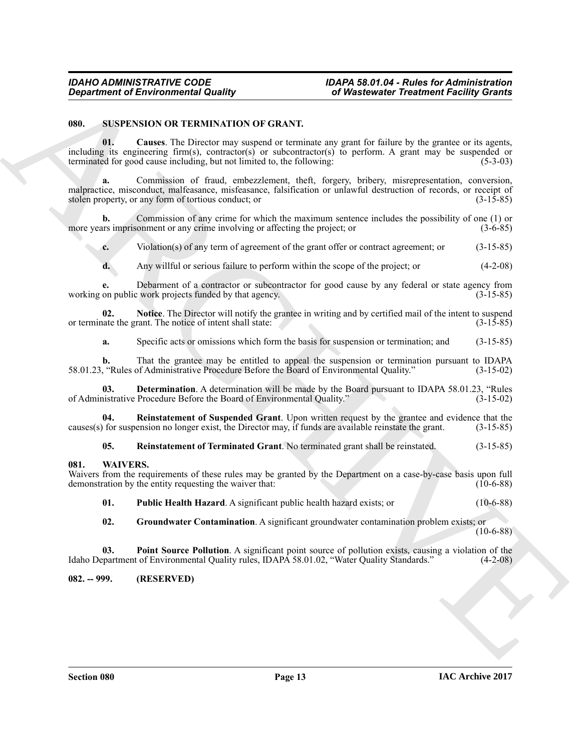## 080. SUSPENSION OR TERMINATION OF GRANT.

**01. Causes**. The Director may suspend or terminate any grant for failure by the grantee or its agents, including its engineering firm(s), contractor(s) or subcontractor(s) to perform. A grant may be suspended or terminated for good cause including, but not limited to, the following: (5-3-03)

**a.** Commission of fraud, embezzlement, theft, forgery, bribery, misrepresentation, conversion, malpractice, misconduct, malfeasance, misfeasance, falsification or unlawful destruction of records, or receipt of stolen property, or any form of tortious conduct; or (3-15-85)

**b.** Commission of any crime for which the maximum sentence includes the possibility of one (1) or more years imprisonment or any crime involving or affecting the project; or (3-6-85)

**c.** Violation(s) of any term of agreement of the grant offer or contract agreement; or (3-15-85)

**d.** Any willful or serious failure to perform within the scope of the project; or (4-2-08)

**e.** Debarment of a contractor or subcontractor for good cause by any federal or state agency from working on public work projects funded by that agency. (3-15-85)

**02. Notice**. The Director will notify the grantee in writing and by certified mail of the intent to suspend or terminate the grant. The notice of intent shall state: (3-15-85)

**a.** Specific acts or omissions which form the basis for suspension or termination; and (3-15-85)

**b.** That the grantee may be entitled to appeal the suspension or termination pursuant to IDAPA 58.01.23, "Rules of Administrative Procedure Before the Board of Environmental Quality." (3-15-02)

**03. Determination**. A determination will be made by the Board pursuant to IDAPA 58.01.23, "Rules of Administrative Procedure Before the Board of Environmental Quality." (3-15-02)

**04. Reinstatement of Suspended Grant**. Upon written request by the grantee and evidence that the causes(s) for suspension no longer exist, the Director may, if funds are available reinstate the grant. (3-15-85)

**05. Reinstatement of Terminated Grant**. No terminated grant shall be reinstated. (3-15-85)

## 081. WAIVERS.

Waivers from the requirements of these rules may be granted by the Department on a case-by-case basis upon full demonstration by the entity requesting the waiver that: (10-6-88)

**01. Public Health Hazard**. A significant public health hazard exists; or (10-6-88)

**02. Groundwater Contamination**. A significant groundwater contamination problem exists; or (10-6-88)

**03. Point Source Pollution**. A significant point source of pollution exists, causing a violation of the Idaho Department of Environmental Quality rules, IDAPA 58.01.02, "Water Quality Standards." (4-2-08)

## 082. -- 999. (RESERVED)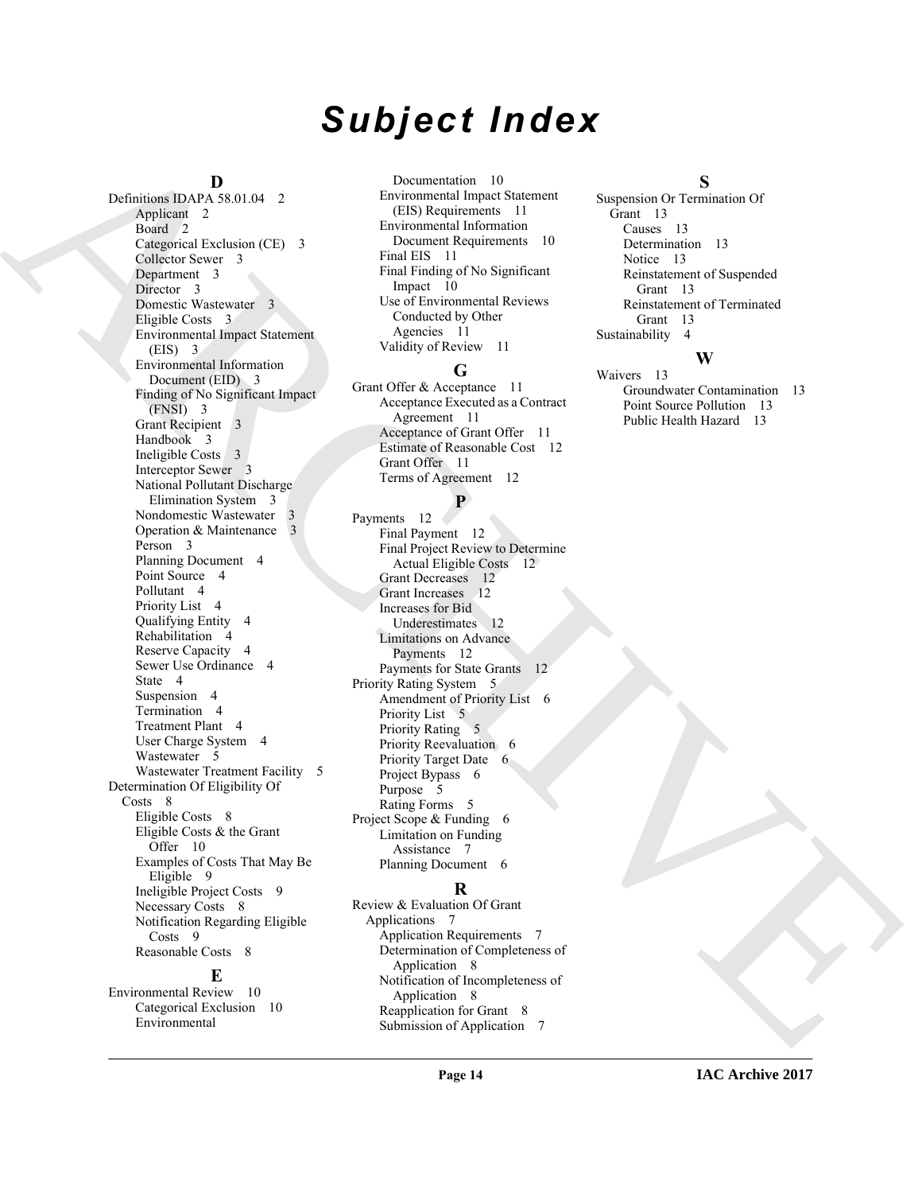# Subject Index

**D**

Definitions IDAPA 58.01.04 2
- Applicant 2
- Board 2
- Categorical Exclusion (CE) 3
- Collector Sewer 3
- Department 3
- Director 3
- Domestic Wastewater 3
- Eligible Costs 3
- Environmental Impact Statement (EIS) 3
- Environmental Information Document (EID) 3
- Finding of No Significant Impact (FNSI) 3
- Grant Recipient 3
- Handbook 3
- Ineligible Costs 3
- Interceptor Sewer 3
- National Pollutant Discharge Elimination System 3
- Nondomestic Wastewater 3
- Operation & Maintenance 3
- Person 3
- Planning Document 4
- Point Source 4
- Pollutant 4
- Priority List 4
- Qualifying Entity 4
- Rehabilitation 4
- Reserve Capacity 4
- Sewer Use Ordinance 4
- State 4
- Suspension 4
- Termination 4
- Treatment Plant 4
- User Charge System 4
- Wastewater 5
- Wastewater Treatment Facility 5

Determination Of Eligibility Of Costs 8
- Eligible Costs 8
- Eligible Costs & the Grant Offer 10
- Examples of Costs That May Be Eligible 9
- Ineligible Project Costs 9
- Necessary Costs 8
- Notification Regarding Eligible Costs 9
- Reasonable Costs 8

**E**

Environmental Review 10
- Categorical Exclusion 10
- Environmental Documentation 10
- Environmental Impact Statement (EIS) Requirements 11
- Environmental Information Document Requirements 10
- Final EIS 11
- Final Finding of No Significant Impact 10
- Use of Environmental Reviews Conducted by Other Agencies 11
- Validity of Review 11

**G**

Grant Offer & Acceptance 11
- Acceptance Executed as a Contract Agreement 11
- Acceptance of Grant Offer 11
- Estimate of Reasonable Cost 12
- Grant Offer 11
- Terms of Agreement 12

**P**

Payments 12
- Final Payment 12
- Final Project Review to Determine Actual Eligible Costs 12
- Grant Decreases 12
- Grant Increases 12
- Increases for Bid Underestimates 12
- Limitations on Advance Payments 12
- Payments for State Grants 12

Priority Rating System 5
- Amendment of Priority List 6
- Priority List 5
- Priority Rating 5
- Priority Reevaluation 6
- Priority Target Date 6
- Project Bypass 6
- Purpose 5
- Rating Forms 5

Project Scope & Funding 6
- Limitation on Funding Assistance 7
- Planning Document 6

**R**

Review & Evaluation Of Grant Applications 7
- Application Requirements 7
- Determination of Completeness of Application 8
- Notification of Incompleteness of Application 8
- Reapplication for Grant 8
- Submission of Application 7

**S**

Suspension Or Termination Of Grant 13
- Causes 13
- Determination 13
- Notice 13
- Reinstatement of Suspended Grant 13
- Reinstatement of Terminated Grant 13

Sustainability 4

**W**

Waivers 13
- Groundwater Contamination 13
- Point Source Pollution 13
- Public Health Hazard 13